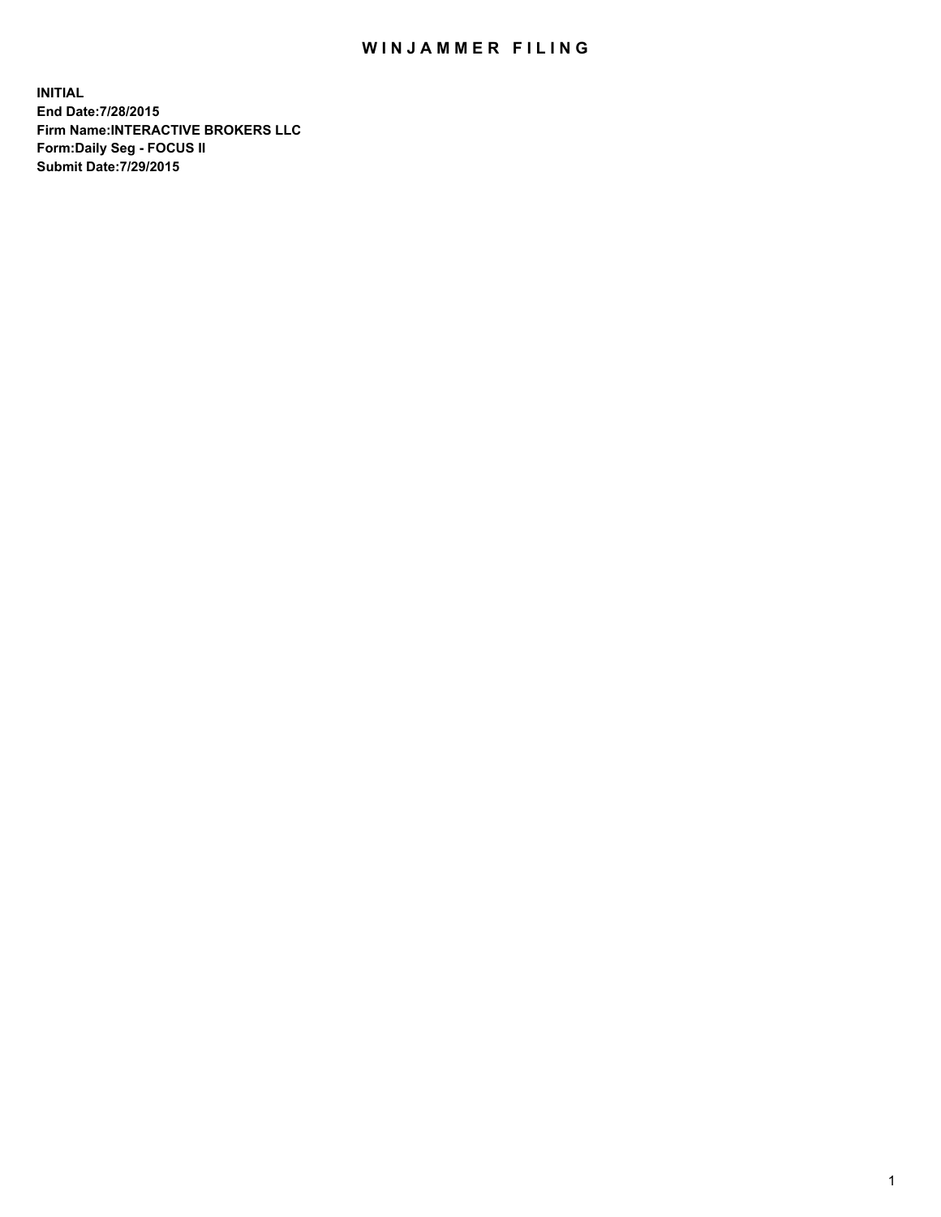# WINJAMMER FILING

**INITIAL**
**End Date:7/28/2015**
**Firm Name:INTERACTIVE BROKERS LLC**
**Form:Daily Seg - FOCUS II**
**Submit Date:7/29/2015**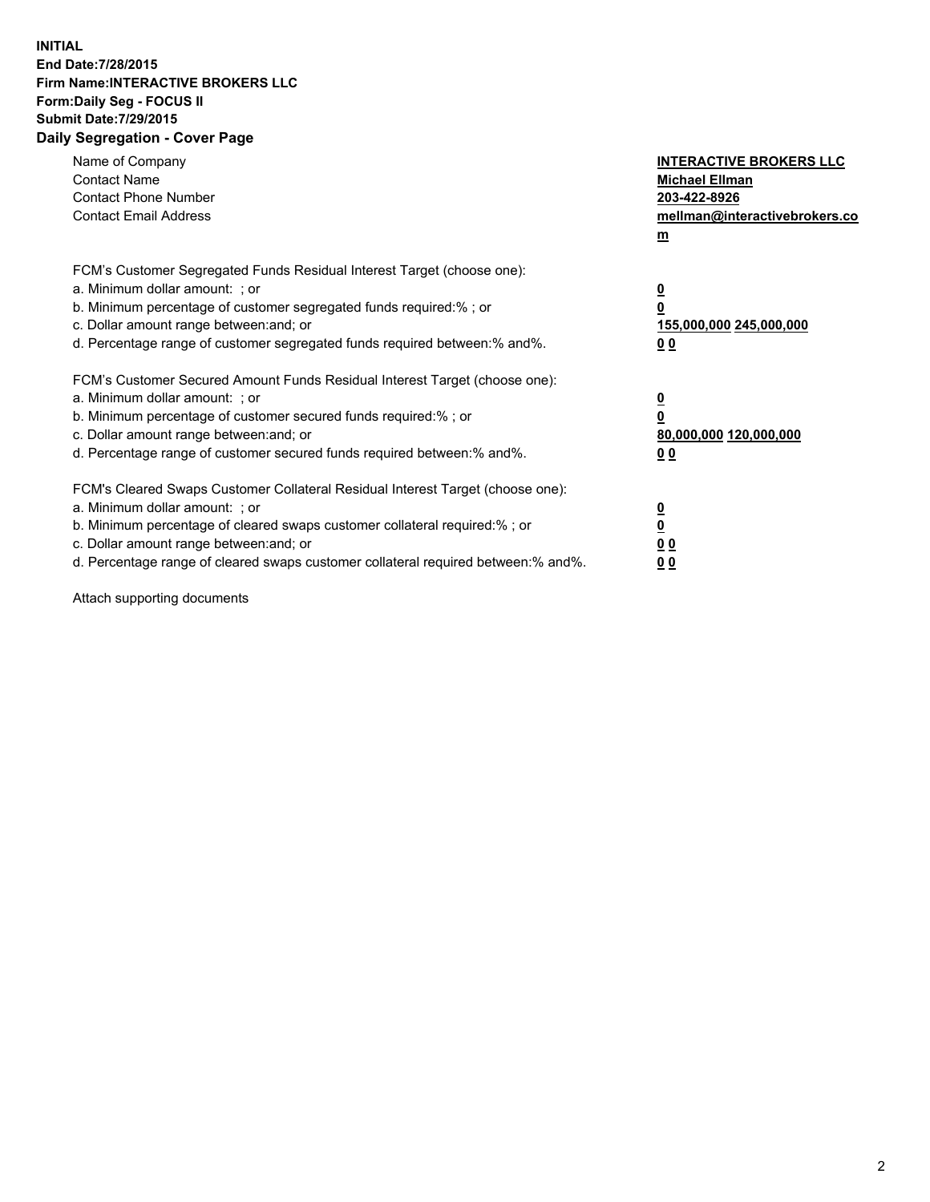**INITIAL**
**End Date:7/28/2015**
**Firm Name:INTERACTIVE BROKERS LLC**
**Form:Daily Seg - FOCUS II**
**Submit Date:7/29/2015**
**Daily Segregation - Cover Page**

| | |
|---|---|
| Name of Company | **INTERACTIVE BROKERS LLC** |
| Contact Name | **Michael Ellman** |
| Contact Phone Number | **203-422-8926** |
| Contact Email Address | **mellman@interactivebrokers.com** |

| | |
|---|---|
| FCM's Customer Segregated Funds Residual Interest Target (choose one): | |
| a. Minimum dollar amount: ; or | **0** |
| b. Minimum percentage of customer segregated funds required:% ; or | **0** |
| c. Dollar amount range between:and; or | **155,000,000 245,000,000** |
| d. Percentage range of customer segregated funds required between:% and%. | **0 0** |

| | |
|---|---|
| FCM's Customer Secured Amount Funds Residual Interest Target (choose one): | |
| a. Minimum dollar amount: ; or | **0** |
| b. Minimum percentage of customer secured funds required:% ; or | **0** |
| c. Dollar amount range between:and; or | **80,000,000 120,000,000** |
| d. Percentage range of customer secured funds required between:% and%. | **0 0** |

| | |
|---|---|
| FCM's Cleared Swaps Customer Collateral Residual Interest Target (choose one): | |
| a. Minimum dollar amount: ; or | **0** |
| b. Minimum percentage of cleared swaps customer collateral required:% ; or | **0** |
| c. Dollar amount range between:and; or | **0 0** |
| d. Percentage range of cleared swaps customer collateral required between:% and%. | **0 0** |

Attach supporting documents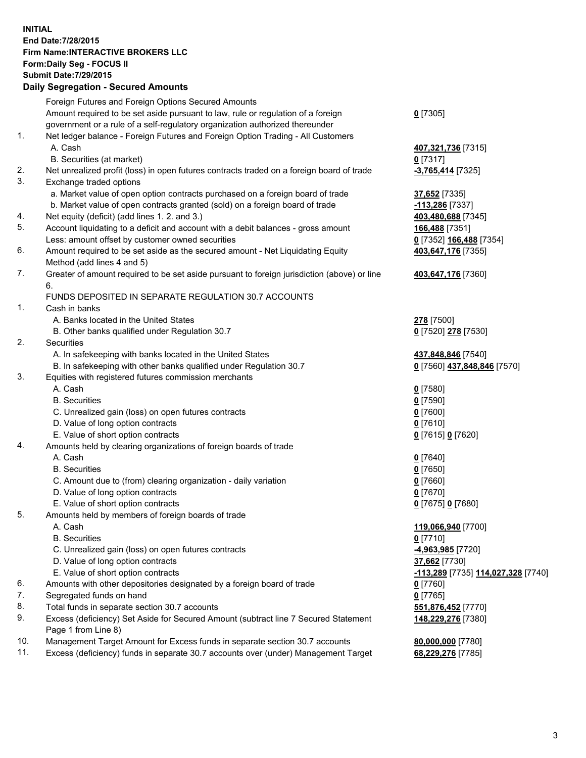**INITIAL**
**End Date:7/28/2015**
**Firm Name:INTERACTIVE BROKERS LLC**
**Form:Daily Seg - FOCUS II**
**Submit Date:7/29/2015**

## Daily Segregation - Secured Amounts

| | | |
|---|---|---|
| | Foreign Futures and Foreign Options Secured Amounts | |
| | Amount required to be set aside pursuant to law, rule or regulation of a foreign government or a rule of a self-regulatory organization authorized thereunder | **0** [7305] |
| 1. | Net ledger balance - Foreign Futures and Foreign Option Trading - All Customers | |
| | A. Cash | **407,321,736** [7315] |
| | B. Securities (at market) | **0** [7317] |
| 2. | Net unrealized profit (loss) in open futures contracts traded on a foreign board of trade | **-3,765,414** [7325] |
| 3. | Exchange traded options | |
| | a. Market value of open option contracts purchased on a foreign board of trade | **37,652** [7335] |
| | b. Market value of open contracts granted (sold) on a foreign board of trade | **-113,286** [7337] |
| 4. | Net equity (deficit) (add lines 1. 2. and 3.) | **403,480,688** [7345] |
| 5. | Account liquidating to a deficit and account with a debit balances - gross amount | **166,488** [7351] |
| | Less: amount offset by customer owned securities | **0** [7352] **166,488** [7354] |
| 6. | Amount required to be set aside as the secured amount - Net Liquidating Equity Method (add lines 4 and 5) | **403,647,176** [7355] |
| 7. | Greater of amount required to be set aside pursuant to foreign jurisdiction (above) or line 6. | **403,647,176** [7360] |
| | FUNDS DEPOSITED IN SEPARATE REGULATION 30.7 ACCOUNTS | |
| 1. | Cash in banks | |
| | A. Banks located in the United States | **278** [7500] |
| | B. Other banks qualified under Regulation 30.7 | **0** [7520] **278** [7530] |
| 2. | Securities | |
| | A. In safekeeping with banks located in the United States | **437,848,846** [7540] |
| | B. In safekeeping with other banks qualified under Regulation 30.7 | **0** [7560] **437,848,846** [7570] |
| 3. | Equities with registered futures commission merchants | |
| | A. Cash | **0** [7580] |
| | B. Securities | **0** [7590] |
| | C. Unrealized gain (loss) on open futures contracts | **0** [7600] |
| | D. Value of long option contracts | **0** [7610] |
| | E. Value of short option contracts | **0** [7615] **0** [7620] |
| 4. | Amounts held by clearing organizations of foreign boards of trade | |
| | A. Cash | **0** [7640] |
| | B. Securities | **0** [7650] |
| | C. Amount due to (from) clearing organization - daily variation | **0** [7660] |
| | D. Value of long option contracts | **0** [7670] |
| | E. Value of short option contracts | **0** [7675] **0** [7680] |
| 5. | Amounts held by members of foreign boards of trade | |
| | A. Cash | **119,066,940** [7700] |
| | B. Securities | **0** [7710] |
| | C. Unrealized gain (loss) on open futures contracts | **-4,963,985** [7720] |
| | D. Value of long option contracts | **37,662** [7730] |
| | E. Value of short option contracts | **-113,289** [7735] **114,027,328** [7740] |
| 6. | Amounts with other depositories designated by a foreign board of trade | **0** [7760] |
| 7. | Segregated funds on hand | **0** [7765] |
| 8. | Total funds in separate section 30.7 accounts | **551,876,452** [7770] |
| 9. | Excess (deficiency) Set Aside for Secured Amount (subtract line 7 Secured Statement Page 1 from Line 8) | **148,229,276** [7380] |
| 10. | Management Target Amount for Excess funds in separate section 30.7 accounts | **80,000,000** [7780] |
| 11. | Excess (deficiency) funds in separate 30.7 accounts over (under) Management Target | **68,229,276** [7785] |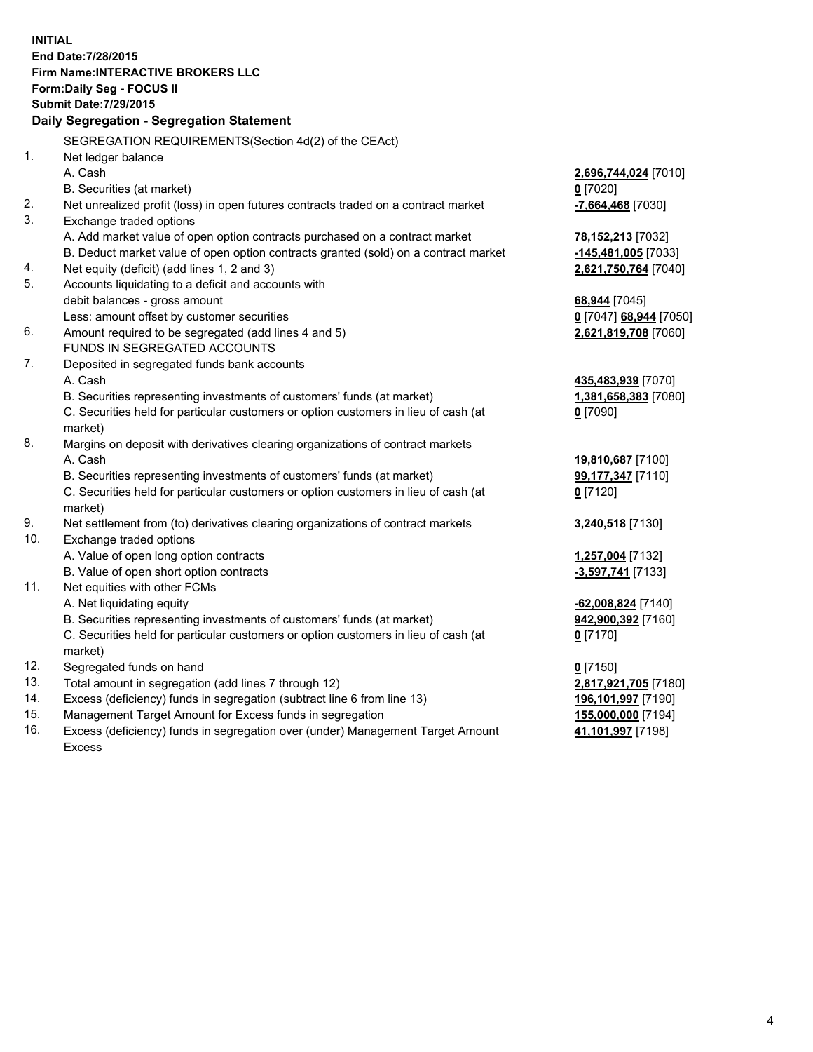**INITIAL**
**End Date:7/28/2015**
**Firm Name:INTERACTIVE BROKERS LLC**
**Form:Daily Seg - FOCUS II**
**Submit Date:7/29/2015**

## Daily Segregation - Segregation Statement

| | | |
|---|---|---|
| | SEGREGATION REQUIREMENTS(Section 4d(2) of the CEAct) | |
| 1. | Net ledger balance | |
| | A. Cash | **2,696,744,024** [7010] |
| | B. Securities (at market) | **0** [7020] |
| 2. | Net unrealized profit (loss) in open futures contracts traded on a contract market | **-7,664,468** [7030] |
| 3. | Exchange traded options | |
| | A. Add market value of open option contracts purchased on a contract market | **78,152,213** [7032] |
| | B. Deduct market value of open option contracts granted (sold) on a contract market | **-145,481,005** [7033] |
| 4. | Net equity (deficit) (add lines 1, 2 and 3) | **2,621,750,764** [7040] |
| 5. | Accounts liquidating to a deficit and accounts with debit balances - gross amount | **68,944** [7045] |
| | Less: amount offset by customer securities | **0** [7047] **68,944** [7050] |
| 6. | Amount required to be segregated (add lines 4 and 5) | **2,621,819,708** [7060] |
| | FUNDS IN SEGREGATED ACCOUNTS | |
| 7. | Deposited in segregated funds bank accounts | |
| | A. Cash | **435,483,939** [7070] |
| | B. Securities representing investments of customers' funds (at market) | **1,381,658,383** [7080] |
| | C. Securities held for particular customers or option customers in lieu of cash (at market) | **0** [7090] |
| 8. | Margins on deposit with derivatives clearing organizations of contract markets | |
| | A. Cash | **19,810,687** [7100] |
| | B. Securities representing investments of customers' funds (at market) | **99,177,347** [7110] |
| | C. Securities held for particular customers or option customers in lieu of cash (at market) | **0** [7120] |
| 9. | Net settlement from (to) derivatives clearing organizations of contract markets | **3,240,518** [7130] |
| 10. | Exchange traded options | |
| | A. Value of open long option contracts | **1,257,004** [7132] |
| | B. Value of open short option contracts | **-3,597,741** [7133] |
| 11. | Net equities with other FCMs | |
| | A. Net liquidating equity | **-62,008,824** [7140] |
| | B. Securities representing investments of customers' funds (at market) | **942,900,392** [7160] |
| | C. Securities held for particular customers or option customers in lieu of cash (at market) | **0** [7170] |
| 12. | Segregated funds on hand | **0** [7150] |
| 13. | Total amount in segregation (add lines 7 through 12) | **2,817,921,705** [7180] |
| 14. | Excess (deficiency) funds in segregation (subtract line 6 from line 13) | **196,101,997** [7190] |
| 15. | Management Target Amount for Excess funds in segregation | **155,000,000** [7194] |
| 16. | Excess (deficiency) funds in segregation over (under) Management Target Amount Excess | **41,101,997** [7198] |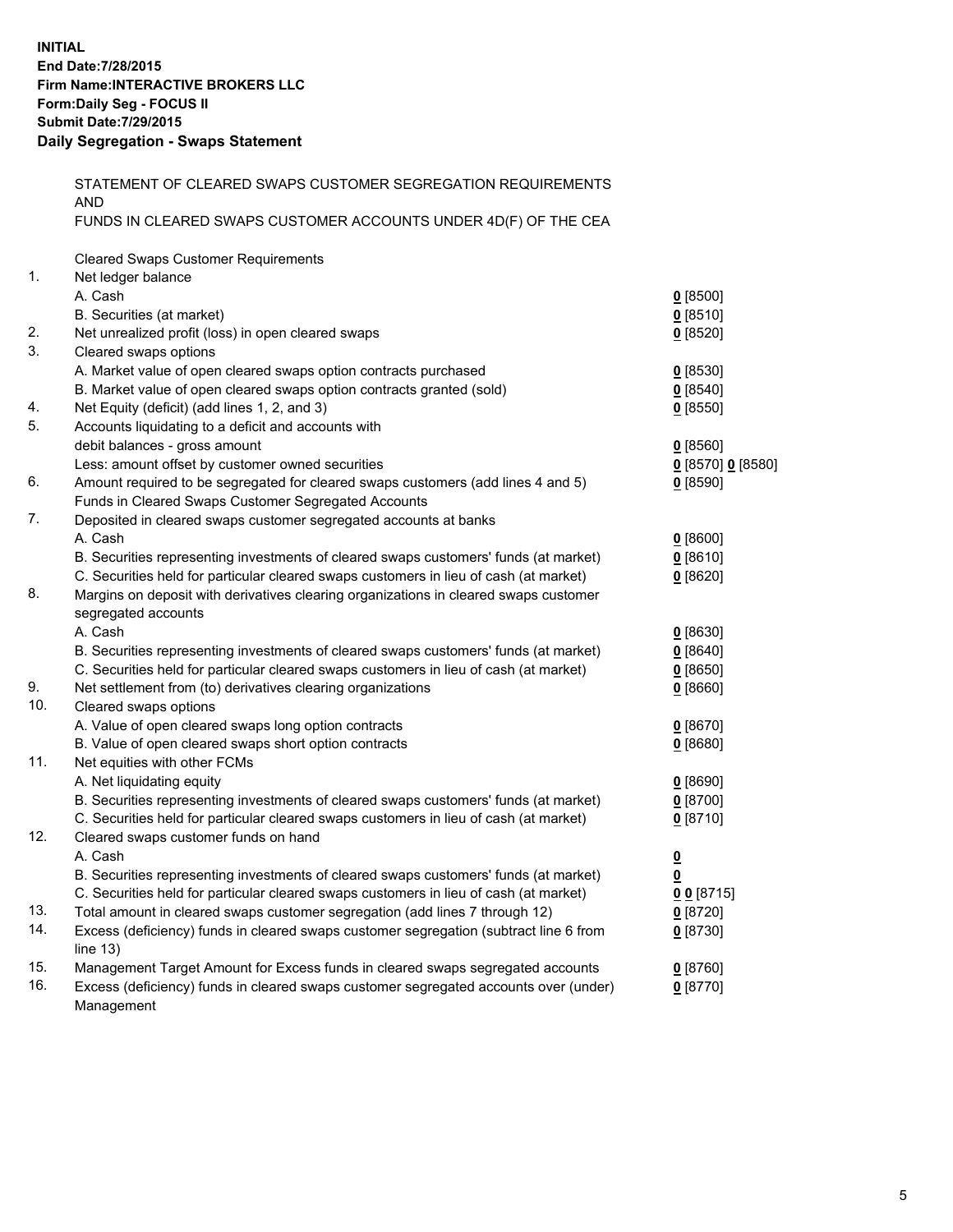**INITIAL**
**End Date:7/28/2015**
**Firm Name:INTERACTIVE BROKERS LLC**
**Form:Daily Seg - FOCUS II**
**Submit Date:7/29/2015**
**Daily Segregation - Swaps Statement**

STATEMENT OF CLEARED SWAPS CUSTOMER SEGREGATION REQUIREMENTS AND FUNDS IN CLEARED SWAPS CUSTOMER ACCOUNTS UNDER 4D(F) OF THE CEA

| | | |
|---|---|---|
| | Cleared Swaps Customer Requirements | |
| 1. | Net ledger balance | |
| | A. Cash | 0 [8500] |
| | B. Securities (at market) | 0 [8510] |
| 2. | Net unrealized profit (loss) in open cleared swaps | 0 [8520] |
| 3. | Cleared swaps options | |
| | A. Market value of open cleared swaps option contracts purchased | 0 [8530] |
| | B. Market value of open cleared swaps option contracts granted (sold) | 0 [8540] |
| 4. | Net Equity (deficit) (add lines 1, 2, and 3) | 0 [8550] |
| 5. | Accounts liquidating to a deficit and accounts with | |
| | debit balances - gross amount | 0 [8560] |
| | Less: amount offset by customer owned securities | 0 [8570] 0 [8580] |
| 6. | Amount required to be segregated for cleared swaps customers (add lines 4 and 5) | 0 [8590] |
| | Funds in Cleared Swaps Customer Segregated Accounts | |
| 7. | Deposited in cleared swaps customer segregated accounts at banks | |
| | A. Cash | 0 [8600] |
| | B. Securities representing investments of cleared swaps customers' funds (at market) | 0 [8610] |
| | C. Securities held for particular cleared swaps customers in lieu of cash (at market) | 0 [8620] |
| 8. | Margins on deposit with derivatives clearing organizations in cleared swaps customer segregated accounts | |
| | A. Cash | 0 [8630] |
| | B. Securities representing investments of cleared swaps customers' funds (at market) | 0 [8640] |
| | C. Securities held for particular cleared swaps customers in lieu of cash (at market) | 0 [8650] |
| 9. | Net settlement from (to) derivatives clearing organizations | 0 [8660] |
| 10. | Cleared swaps options | |
| | A. Value of open cleared swaps long option contracts | 0 [8670] |
| | B. Value of open cleared swaps short option contracts | 0 [8680] |
| 11. | Net equities with other FCMs | |
| | A. Net liquidating equity | 0 [8690] |
| | B. Securities representing investments of cleared swaps customers' funds (at market) | 0 [8700] |
| | C. Securities held for particular cleared swaps customers in lieu of cash (at market) | 0 [8710] |
| 12. | Cleared swaps customer funds on hand | |
| | A. Cash | 0 |
| | B. Securities representing investments of cleared swaps customers' funds (at market) | 0 |
| | C. Securities held for particular cleared swaps customers in lieu of cash (at market) | 0 0 [8715] |
| 13. | Total amount in cleared swaps customer segregation (add lines 7 through 12) | 0 [8720] |
| 14. | Excess (deficiency) funds in cleared swaps customer segregation (subtract line 6 from line 13) | 0 [8730] |
| 15. | Management Target Amount for Excess funds in cleared swaps segregated accounts | 0 [8760] |
| 16. | Excess (deficiency) funds in cleared swaps customer segregated accounts over (under) Management | 0 [8770] |